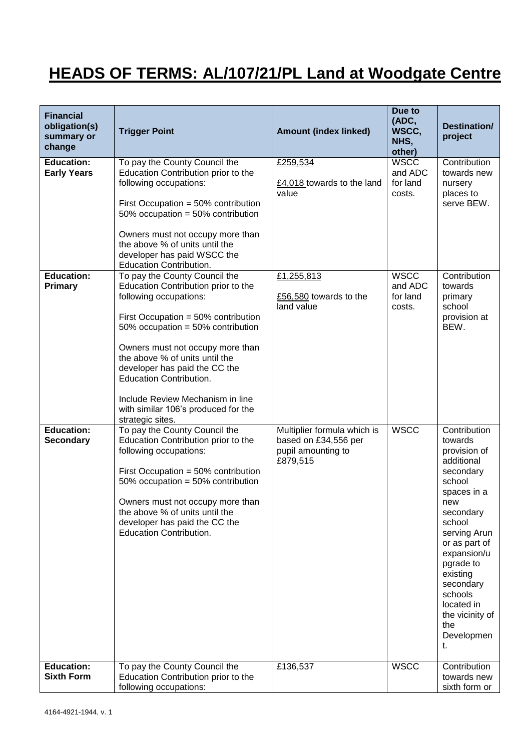# HEADS OF TERMS: AL/107/21/PL Land at Woodgate Centre

| Financial obligation(s) summary or change | Trigger Point | Amount (index linked) | Due to (ADC, WSCC, NHS, other) | Destination/ project |
|---|---|---|---|---|
| **Education: Early Years** | To pay the County Council the Education Contribution prior to the following occupations:<br><br>First Occupation = 50% contribution<br>50% occupation = 50% contribution<br><br>Owners must not occupy more than the above % of units until the developer has paid WSCC the Education Contribution. | £259,534<br><br>£4,018 towards to the land value | WSCC and ADC for land costs. | Contribution towards new nursery places to serve BEW. |
| **Education: Primary** | To pay the County Council the Education Contribution prior to the following occupations:<br><br>First Occupation = 50% contribution<br>50% occupation = 50% contribution<br><br>Owners must not occupy more than the above % of units until the developer has paid the CC the Education Contribution.<br><br>Include Review Mechanism in line with similar 106's produced for the strategic sites. | £1,255,813<br><br>£56,580 towards to the land value | WSCC and ADC for land costs. | Contribution towards primary school provision at BEW. |
| **Education: Secondary** | To pay the County Council the Education Contribution prior to the following occupations:<br><br>First Occupation = 50% contribution<br>50% occupation = 50% contribution<br><br>Owners must not occupy more than the above % of units until the developer has paid the CC the Education Contribution. | Multiplier formula which is based on £34,556 per pupil amounting to £879,515 | WSCC | Contribution towards provision of additional secondary school spaces in a new secondary school serving Arun or as part of expansion/upgrade to existing secondary schools located in the vicinity of the Development. |
| **Education: Sixth Form** | To pay the County Council the Education Contribution prior to the following occupations: | £136,537 | WSCC | Contribution towards new sixth form or |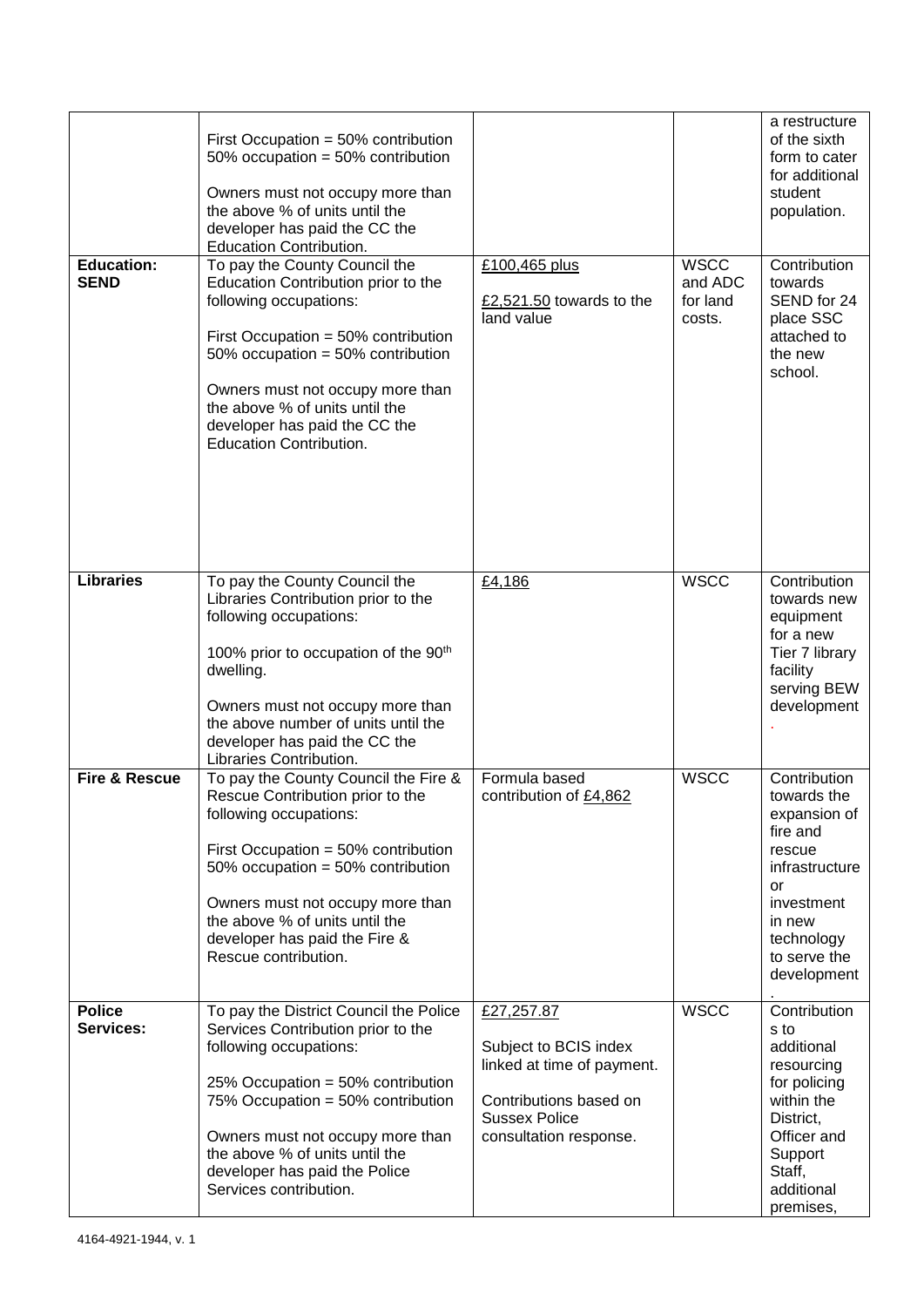|  |  |  |  |  |
| --- | --- | --- | --- | --- |
|  | First Occupation = 50% contribution<br>50% occupation = 50% contribution<br><br>Owners must not occupy more than the above % of units until the developer has paid the CC the Education Contribution. |  |  | a restructure of the sixth form to cater for additional student population. |
| **Education: SEND** | To pay the County Council the Education Contribution prior to the following occupations:<br><br>First Occupation = 50% contribution<br>50% occupation = 50% contribution<br><br>Owners must not occupy more than the above % of units until the developer has paid the CC the Education Contribution. | £100,465 plus<br><br>£2,521.50 towards to the land value | WSCC and ADC for land costs. | Contribution towards SEND for 24 place SSC attached to the new school. |
| **Libraries** | To pay the County Council the Libraries Contribution prior to the following occupations:<br><br>100% prior to occupation of the 90th dwelling.<br><br>Owners must not occupy more than the above number of units until the developer has paid the CC the Libraries Contribution. | £4,186 | WSCC | Contribution towards new equipment for a new Tier 7 library facility serving BEW development. |
| **Fire & Rescue** | To pay the County Council the Fire & Rescue Contribution prior to the following occupations:<br><br>First Occupation = 50% contribution<br>50% occupation = 50% contribution<br><br>Owners must not occupy more than the above % of units until the developer has paid the Fire & Rescue contribution. | Formula based contribution of £4,862 | WSCC | Contribution towards the expansion of fire and rescue infrastructure or investment in new technology to serve the development. |
| **Police Services:** | To pay the District Council the Police Services Contribution prior to the following occupations:<br><br>25% Occupation = 50% contribution<br>75% Occupation = 50% contribution<br><br>Owners must not occupy more than the above % of units until the developer has paid the Police Services contribution. | £27,257.87<br><br>Subject to BCIS index linked at time of payment.<br><br>Contributions based on Sussex Police consultation response. | WSCC | Contributions to additional resourcing for policing within the District, Officer and Support Staff, additional premises, |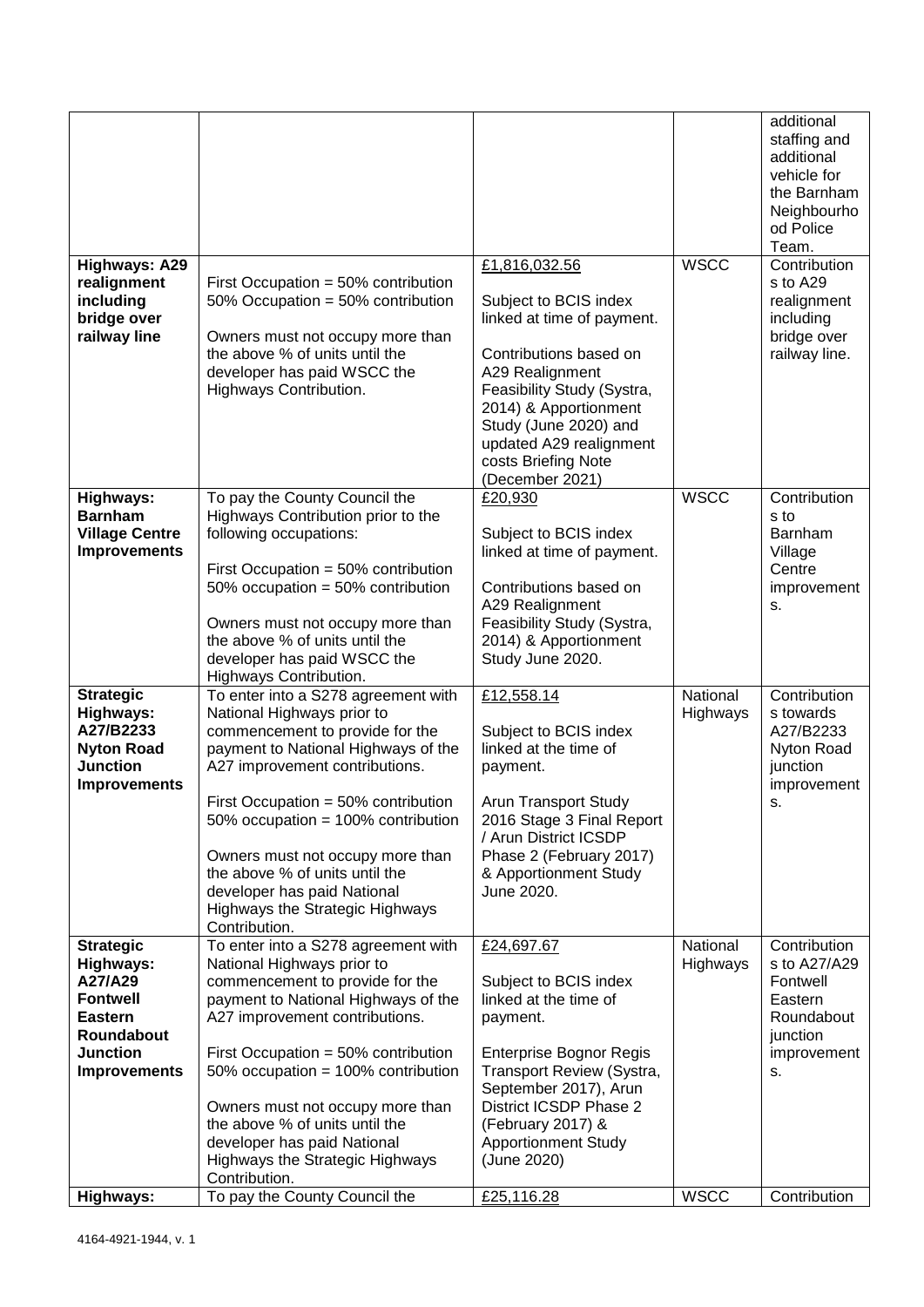| | | | | |
|---|---|---|---|---|
| | | | | additional staffing and additional vehicle for the Barnham Neighbourhood Police Team. |
| **Highways: A29 realignment including bridge over railway line** | First Occupation = 50% contribution<br>50% Occupation = 50% contribution<br><br>Owners must not occupy more than the above % of units until the developer has paid WSCC the Highways Contribution. | <u>£1,816,032.56</u><br><br>Subject to BCIS index linked at time of payment.<br><br>Contributions based on A29 Realignment Feasibility Study (Systra, 2014) & Apportionment Study (June 2020) and updated A29 realignment costs Briefing Note (December 2021) | WSCC | Contributions to A29 realignment including bridge over railway line. |
| **Highways: Barnham Village Centre Improvements** | To pay the County Council the Highways Contribution prior to the following occupations:<br><br>First Occupation = 50% contribution<br>50% occupation = 50% contribution<br><br>Owners must not occupy more than the above % of units until the developer has paid WSCC the Highways Contribution. | <u>£20,930</u><br><br>Subject to BCIS index linked at time of payment.<br><br>Contributions based on A29 Realignment Feasibility Study (Systra, 2014) & Apportionment Study June 2020. | WSCC | Contributions to Barnham Village Centre improvements. |
| **Strategic Highways: A27/B2233 Nyton Road Junction Improvements** | To enter into a S278 agreement with National Highways prior to commencement to provide for the payment to National Highways of the A27 improvement contributions.<br><br>First Occupation = 50% contribution<br>50% occupation = 100% contribution<br><br>Owners must not occupy more than the above % of units until the developer has paid National Highways the Strategic Highways Contribution. | <u>£12,558.14</u><br><br>Subject to BCIS index linked at the time of payment.<br><br>Arun Transport Study 2016 Stage 3 Final Report / Arun District ICSDP Phase 2 (February 2017) & Apportionment Study June 2020. | National Highways | Contributions towards A27/B2233 Nyton Road junction improvements. |
| **Strategic Highways: A27/A29 Fontwell Eastern Roundabout Junction Improvements** | To enter into a S278 agreement with National Highways prior to commencement to provide for the payment to National Highways of the A27 improvement contributions.<br><br>First Occupation = 50% contribution<br>50% occupation = 100% contribution<br><br>Owners must not occupy more than the above % of units until the developer has paid National Highways the Strategic Highways Contribution. | <u>£24,697.67</u><br><br>Subject to BCIS index linked at the time of payment.<br><br>Enterprise Bognor Regis Transport Review (Systra, September 2017), Arun District ICSDP Phase 2 (February 2017) & Apportionment Study (June 2020) | National Highways | Contributions to A27/A29 Fontwell Eastern Roundabout junction improvements. |
| **Highways:** | To pay the County Council the | <u>£25,116.28</u> | WSCC | Contribution |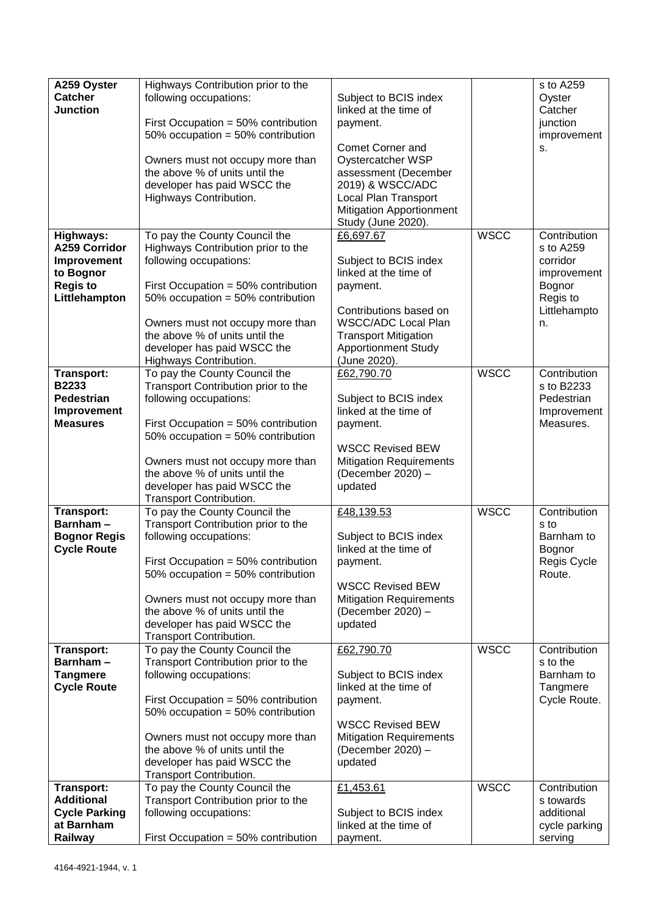| | | | | |
|---|---|---|---|---|
| **A259 Oyster Catcher Junction** | Highways Contribution prior to the following occupations:<br><br>First Occupation = 50% contribution<br>50% occupation = 50% contribution<br><br>Owners must not occupy more than the above % of units until the developer has paid WSCC the Highways Contribution. | Subject to BCIS index linked at the time of payment.<br><br>Comet Corner and Oystercatcher WSP assessment (December 2019) & WSCC/ADC Local Plan Transport Mitigation Apportionment Study (June 2020). | | s to A259 Oyster Catcher junction improvements. |
| **Highways: A259 Corridor Improvement to Bognor Regis to Littlehampton** | To pay the County Council the Highways Contribution prior to the following occupations:<br><br>First Occupation = 50% contribution<br>50% occupation = 50% contribution<br><br>Owners must not occupy more than the above % of units until the developer has paid WSCC the Highways Contribution. | £6,697.67<br><br>Subject to BCIS index linked at the time of payment.<br><br>Contributions based on WSCC/ADC Local Plan Transport Mitigation Apportionment Study (June 2020). | WSCC | Contributions to A259 corridor improvement Bognor Regis to Littlehampton. |
| **Transport: B2233 Pedestrian Improvement Measures** | To pay the County Council the Transport Contribution prior to the following occupations:<br><br>First Occupation = 50% contribution<br>50% occupation = 50% contribution<br><br>Owners must not occupy more than the above % of units until the developer has paid WSCC the Transport Contribution. | £62,790.70<br><br>Subject to BCIS index linked at the time of payment.<br><br>WSCC Revised BEW Mitigation Requirements (December 2020) – updated | WSCC | Contributions to B2233 Pedestrian Improvement Measures. |
| **Transport: Barnham – Bognor Regis Cycle Route** | To pay the County Council the Transport Contribution prior to the following occupations:<br><br>First Occupation = 50% contribution<br>50% occupation = 50% contribution<br><br>Owners must not occupy more than the above % of units until the developer has paid WSCC the Transport Contribution. | £48,139.53<br><br>Subject to BCIS index linked at the time of payment.<br><br>WSCC Revised BEW Mitigation Requirements (December 2020) – updated | WSCC | Contributions to Barnham to Bognor Regis Cycle Route. |
| **Transport: Barnham – Tangmere Cycle Route** | To pay the County Council the Transport Contribution prior to the following occupations:<br><br>First Occupation = 50% contribution<br>50% occupation = 50% contribution<br><br>Owners must not occupy more than the above % of units until the developer has paid WSCC the Transport Contribution. | £62,790.70<br><br>Subject to BCIS index linked at the time of payment.<br><br>WSCC Revised BEW Mitigation Requirements (December 2020) – updated | WSCC | Contributions to the Barnham to Tangmere Cycle Route. |
| **Transport: Additional Cycle Parking at Barnham Railway** | To pay the County Council the Transport Contribution prior to the following occupations:<br><br>First Occupation = 50% contribution | £1,453.61<br><br>Subject to BCIS index linked at the time of payment. | WSCC | Contributions towards additional cycle parking serving |

4164-4921-1944, v. 1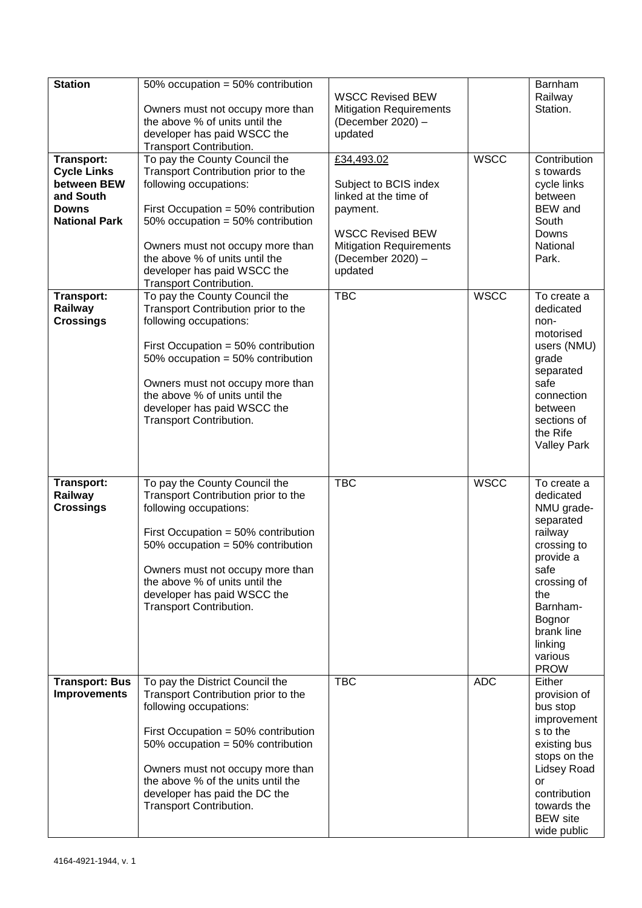| **Station** | 50% occupation = 50% contribution<br><br>Owners must not occupy more than the above % of units until the developer has paid WSCC the Transport Contribution. | WSCC Revised BEW Mitigation Requirements (December 2020) – updated | | Barnham Railway Station. |
|---|---|---|---|---|
| **Transport: Cycle Links between BEW and South Downs National Park** | To pay the County Council the Transport Contribution prior to the following occupations:<br><br>First Occupation = 50% contribution<br>50% occupation = 50% contribution<br><br>Owners must not occupy more than the above % of units until the developer has paid WSCC the Transport Contribution. | £34,493.02<br><br>Subject to BCIS index linked at the time of payment.<br><br>WSCC Revised BEW Mitigation Requirements (December 2020) – updated | WSCC | Contributions towards cycle links between BEW and South Downs National Park. |
| **Transport: Railway Crossings** | To pay the County Council the Transport Contribution prior to the following occupations:<br><br>First Occupation = 50% contribution<br>50% occupation = 50% contribution<br><br>Owners must not occupy more than the above % of units until the developer has paid WSCC the Transport Contribution. | TBC | WSCC | To create a dedicated non-motorised users (NMU) grade separated safe connection between sections of the Rife Valley Park |
| **Transport: Railway Crossings** | To pay the County Council the Transport Contribution prior to the following occupations:<br><br>First Occupation = 50% contribution<br>50% occupation = 50% contribution<br><br>Owners must not occupy more than the above % of units until the developer has paid WSCC the Transport Contribution. | TBC | WSCC | To create a dedicated NMU grade-separated railway crossing to provide a safe crossing of the Barnham-Bognor brank line linking various PROW |
| **Transport: Bus Improvements** | To pay the District Council the Transport Contribution prior to the following occupations:<br><br>First Occupation = 50% contribution<br>50% occupation = 50% contribution<br><br>Owners must not occupy more than the above % of the units until the developer has paid the DC the Transport Contribution. | TBC | ADC | Either provision of bus stop improvements to the existing bus stops on the Lidsey Road or contribution towards the BEW site wide public |

4164-4921-1944, v. 1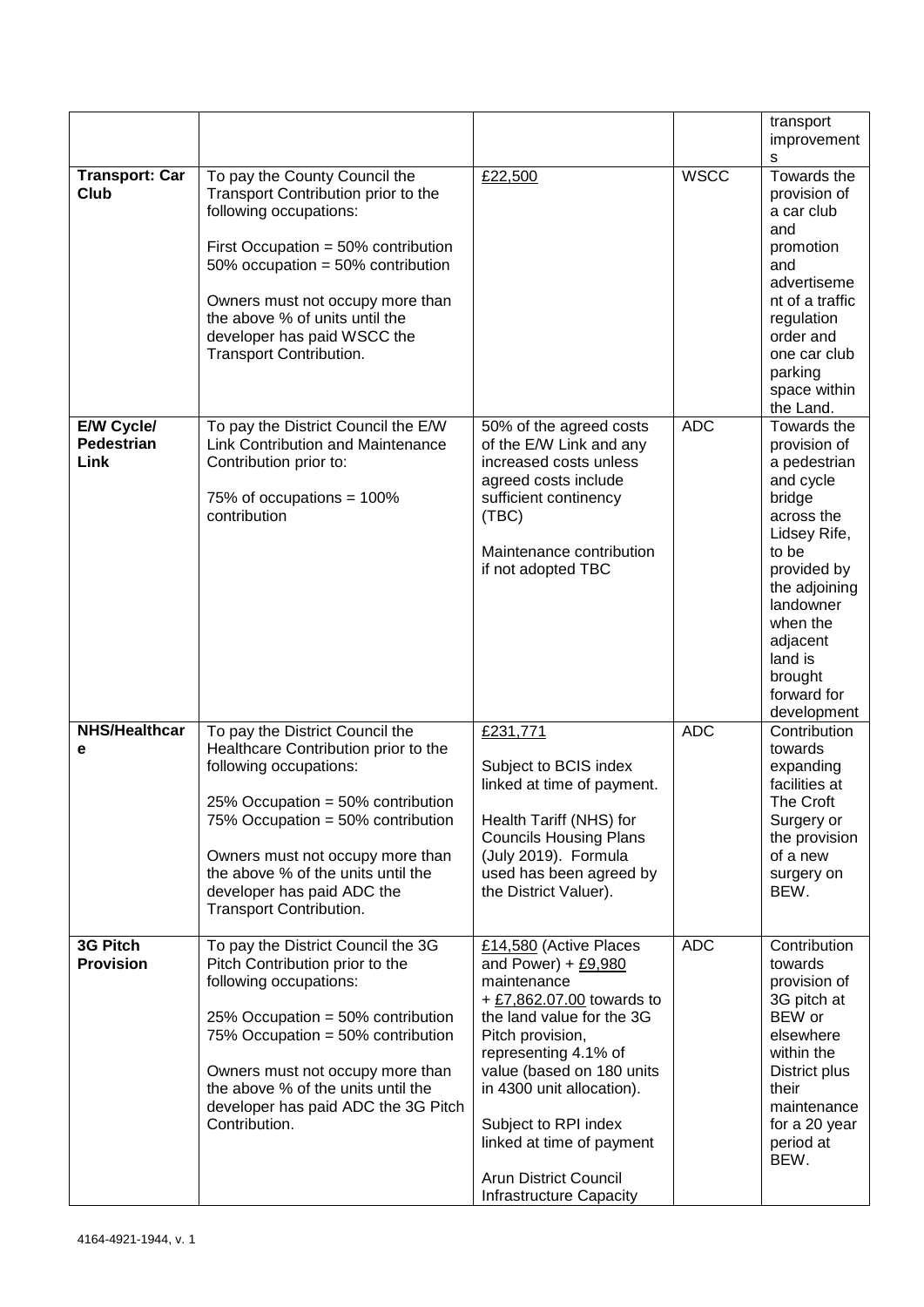| | | | | transport improvements |
|---|---|---|---|---|
| **Transport: Car Club** | To pay the County Council the Transport Contribution prior to the following occupations:<br><br>First Occupation = 50% contribution<br>50% occupation = 50% contribution<br><br>Owners must not occupy more than the above % of units until the developer has paid WSCC the Transport Contribution. | £22,500 | WSCC | Towards the provision of a car club and promotion and advertisement of a traffic regulation order and one car club parking space within the Land. |
| **E/W Cycle/ Pedestrian Link** | To pay the District Council the E/W Link Contribution and Maintenance Contribution prior to:<br><br>75% of occupations = 100% contribution | 50% of the agreed costs of the E/W Link and any increased costs unless agreed costs include sufficient continency (TBC)<br><br>Maintenance contribution if not adopted TBC | ADC | Towards the provision of a pedestrian and cycle bridge across the Lidsey Rife, to be provided by the adjoining landowner when the adjacent land is brought forward for development |
| **NHS/Healthcare** | To pay the District Council the Healthcare Contribution prior to the following occupations:<br><br>25% Occupation = 50% contribution<br>75% Occupation = 50% contribution<br><br>Owners must not occupy more than the above % of the units until the developer has paid ADC the Transport Contribution. | £231,771<br><br>Subject to BCIS index linked at time of payment.<br><br>Health Tariff (NHS) for Councils Housing Plans (July 2019). Formula used has been agreed by the District Valuer). | ADC | Contribution towards expanding facilities at The Croft Surgery or the provision of a new surgery on BEW. |
| **3G Pitch Provision** | To pay the District Council the 3G Pitch Contribution prior to the following occupations:<br><br>25% Occupation = 50% contribution<br>75% Occupation = 50% contribution<br><br>Owners must not occupy more than the above % of the units until the developer has paid ADC the 3G Pitch Contribution. | £14,580 (Active Places and Power) + £9,980 maintenance + £7,862.07.00 towards to the land value for the 3G Pitch provision, representing 4.1% of value (based on 180 units in 4300 unit allocation).<br><br>Subject to RPI index linked at time of payment<br><br>Arun District Council Infrastructure Capacity | ADC | Contribution towards provision of 3G pitch at BEW or elsewhere within the District plus their maintenance for a 20 year period at BEW. |

4164-4921-1944, v. 1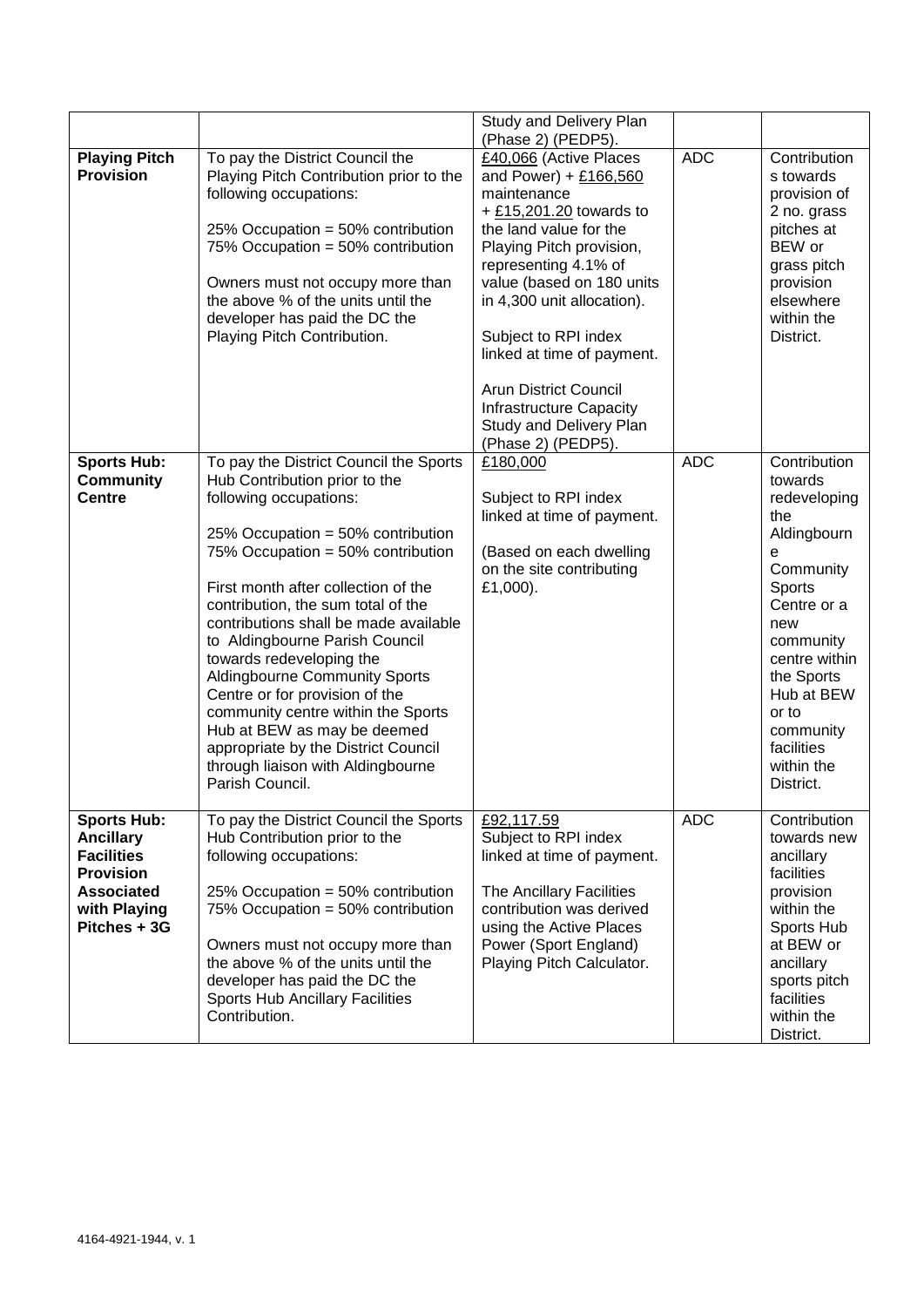| | | Study and Delivery Plan (Phase 2) (PEDP5). | | |
|---|---|---|---|---|
| **Playing Pitch Provision** | To pay the District Council the Playing Pitch Contribution prior to the following occupations:<br><br>25% Occupation = 50% contribution<br>75% Occupation = 50% contribution<br><br>Owners must not occupy more than the above % of the units until the developer has paid the DC the Playing Pitch Contribution. | £40,066 (Active Places and Power) + £166,560 maintenance + £15,201.20 towards to the land value for the Playing Pitch provision, representing 4.1% of value (based on 180 units in 4,300 unit allocation).<br><br>Subject to RPI index linked at time of payment.<br><br>Arun District Council Infrastructure Capacity Study and Delivery Plan (Phase 2) (PEDP5). | ADC | Contributions towards provision of 2 no. grass pitches at BEW or grass pitch provision elsewhere within the District. |
| **Sports Hub: Community Centre** | To pay the District Council the Sports Hub Contribution prior to the following occupations:<br><br>25% Occupation = 50% contribution<br>75% Occupation = 50% contribution<br><br>First month after collection of the contribution, the sum total of the contributions shall be made available to Aldingbourne Parish Council towards redeveloping the Aldingbourne Community Sports Centre or for provision of the community centre within the Sports Hub at BEW as may be deemed appropriate by the District Council through liaison with Aldingbourne Parish Council. | £180,000<br><br>Subject to RPI index linked at time of payment.<br><br>(Based on each dwelling on the site contributing £1,000). | ADC | Contribution towards redeveloping the Aldingbourne Community Sports Centre or a new community centre within the Sports Hub at BEW or to community facilities within the District. |
| **Sports Hub: Ancillary Facilities Provision Associated with Playing Pitches + 3G** | To pay the District Council the Sports Hub Contribution prior to the following occupations:<br><br>25% Occupation = 50% contribution<br>75% Occupation = 50% contribution<br><br>Owners must not occupy more than the above % of the units until the developer has paid the DC the Sports Hub Ancillary Facilities Contribution. | £92,117.59<br>Subject to RPI index linked at time of payment.<br><br>The Ancillary Facilities contribution was derived using the Active Places Power (Sport England) Playing Pitch Calculator. | ADC | Contribution towards new ancillary facilities provision within the Sports Hub at BEW or ancillary sports pitch facilities within the District. |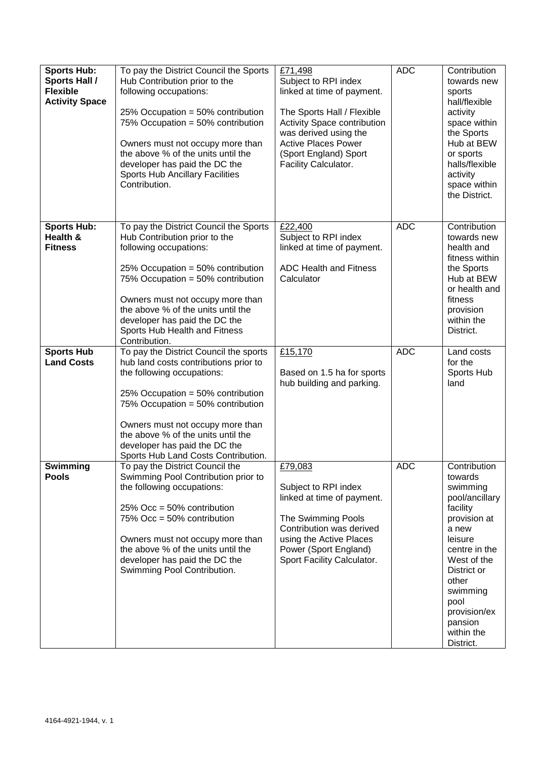| **Sports Hub: Sports Hall / Flexible Activity Space** | To pay the District Council the Sports Hub Contribution prior to the following occupations:<br><br>25% Occupation = 50% contribution<br>75% Occupation = 50% contribution<br><br>Owners must not occupy more than the above % of the units until the developer has paid the DC the Sports Hub Ancillary Facilities Contribution. | £71,498<br>Subject to RPI index linked at time of payment.<br><br>The Sports Hall / Flexible Activity Space contribution was derived using the Active Places Power (Sport England) Sport Facility Calculator. | ADC | Contribution towards new sports hall/flexible activity space within the Sports Hub at BEW or sports halls/flexible activity space within the District. |
|---|---|---|---|---|
| **Sports Hub: Health & Fitness** | To pay the District Council the Sports Hub Contribution prior to the following occupations:<br><br>25% Occupation = 50% contribution<br>75% Occupation = 50% contribution<br><br>Owners must not occupy more than the above % of the units until the developer has paid the DC the Sports Hub Health and Fitness Contribution. | £22,400<br>Subject to RPI index linked at time of payment.<br><br>ADC Health and Fitness Calculator | ADC | Contribution towards new health and fitness within the Sports Hub at BEW or health and fitness provision within the District. |
| **Sports Hub Land Costs** | To pay the District Council the sports hub land costs contributions prior to the following occupations:<br><br>25% Occupation = 50% contribution<br>75% Occupation = 50% contribution<br><br>Owners must not occupy more than the above % of the units until the developer has paid the DC the Sports Hub Land Costs Contribution. | £15,170<br><br>Based on 1.5 ha for sports hub building and parking. | ADC | Land costs for the Sports Hub land |
| **Swimming Pools** | To pay the District Council the Swimming Pool Contribution prior to the following occupations:<br><br>25% Occ = 50% contribution<br>75% Occ = 50% contribution<br><br>Owners must not occupy more than the above % of the units until the developer has paid the DC the Swimming Pool Contribution. | £79,083<br><br>Subject to RPI index linked at time of payment.<br><br>The Swimming Pools Contribution was derived using the Active Places Power (Sport England) Sport Facility Calculator. | ADC | Contribution towards swimming pool/ancillary facility provision at a new leisure centre in the West of the District or other swimming pool provision/expansion within the District. |

4164-4921-1944, v. 1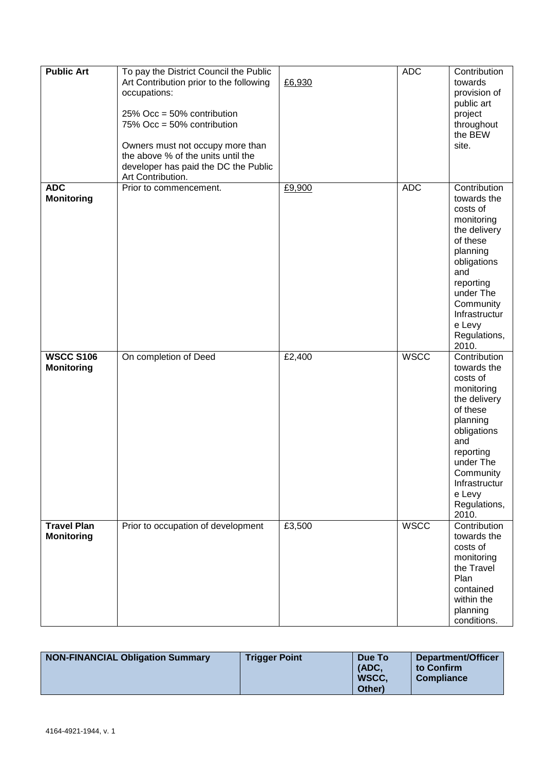| **Public Art** | To pay the District Council the Public Art Contribution prior to the following occupations:<br><br>25% Occ = 50% contribution<br>75% Occ = 50% contribution<br><br>Owners must not occupy more than the above % of the units until the developer has paid the DC the Public Art Contribution. | £6,930 | ADC | Contribution towards provision of public art project throughout the BEW site. |
|---|---|---|---|---|
| **ADC Monitoring** | Prior to commencement. | £9,900 | ADC | Contribution towards the costs of monitoring the delivery of these planning obligations and reporting under The Community Infrastructure Levy Regulations, 2010. |
| **WSCC S106 Monitoring** | On completion of Deed | £2,400 | WSCC | Contribution towards the costs of monitoring the delivery of these planning obligations and reporting under The Community Infrastructure Levy Regulations, 2010. |
| **Travel Plan Monitoring** | Prior to occupation of development | £3,500 | WSCC | Contribution towards the costs of monitoring the Travel Plan contained within the planning conditions. |

| **NON-FINANCIAL Obligation Summary** | **Trigger Point** | **Due To (ADC, WSCC, Other)** | **Department/Officer to Confirm Compliance** |
|---|---|---|---|

4164-4921-1944, v. 1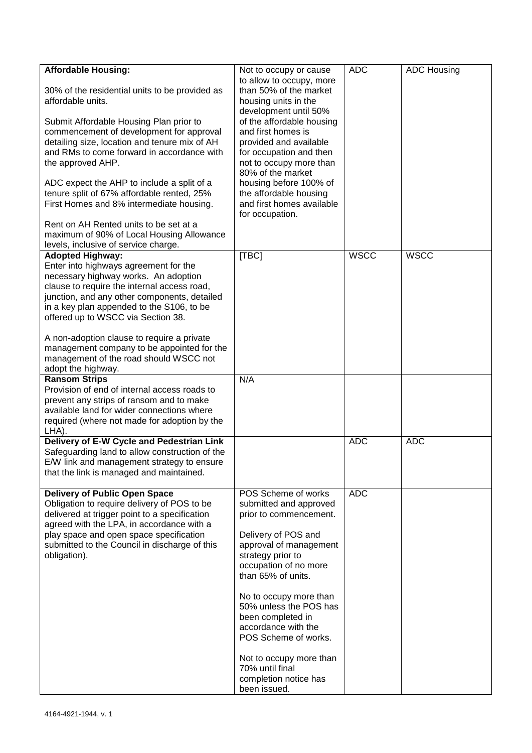| **Affordable Housing:**<br><br>30% of the residential units to be provided as affordable units.<br><br>Submit Affordable Housing Plan prior to commencement of development for approval detailing size, location and tenure mix of AH and RMs to come forward in accordance with the approved AHP.<br><br>ADC expect the AHP to include a split of a tenure split of 67% affordable rented, 25% First Homes and 8% intermediate housing.<br><br>Rent on AH Rented units to be set at a maximum of 90% of Local Housing Allowance levels, inclusive of service charge. | Not to occupy or cause to allow to occupy, more than 50% of the market housing units in the development until 50% of the affordable housing and first homes is provided and available for occupation and then not to occupy more than 80% of the market housing before 100% of the affordable housing and first homes available for occupation. | ADC | ADC Housing |
|---|---|---|---|
| **Adopted Highway:**<br>Enter into highways agreement for the necessary highway works. An adoption clause to require the internal access road, junction, and any other components, detailed in a key plan appended to the S106, to be offered up to WSCC via Section 38.<br><br>A non-adoption clause to require a private management company to be appointed for the management of the road should WSCC not adopt the highway. | [TBC] | WSCC | WSCC |
| **Ransom Strips**<br>Provision of end of internal access roads to prevent any strips of ransom and to make available land for wider connections where required (where not made for adoption by the LHA). | N/A | | |
| **Delivery of E-W Cycle and Pedestrian Link**<br>Safeguarding land to allow construction of the E/W link and management strategy to ensure that the link is managed and maintained. | | ADC | ADC |
| **Delivery of Public Open Space**<br>Obligation to require delivery of POS to be delivered at trigger point to a specification agreed with the LPA, in accordance with a play space and open space specification submitted to the Council in discharge of this obligation). | POS Scheme of works submitted and approved prior to commencement.<br><br>Delivery of POS and approval of management strategy prior to occupation of no more than 65% of units.<br><br>No to occupy more than 50% unless the POS has been completed in accordance with the POS Scheme of works.<br><br>Not to occupy more than 70% until final completion notice has been issued. | ADC | |

4164-4921-1944, v. 1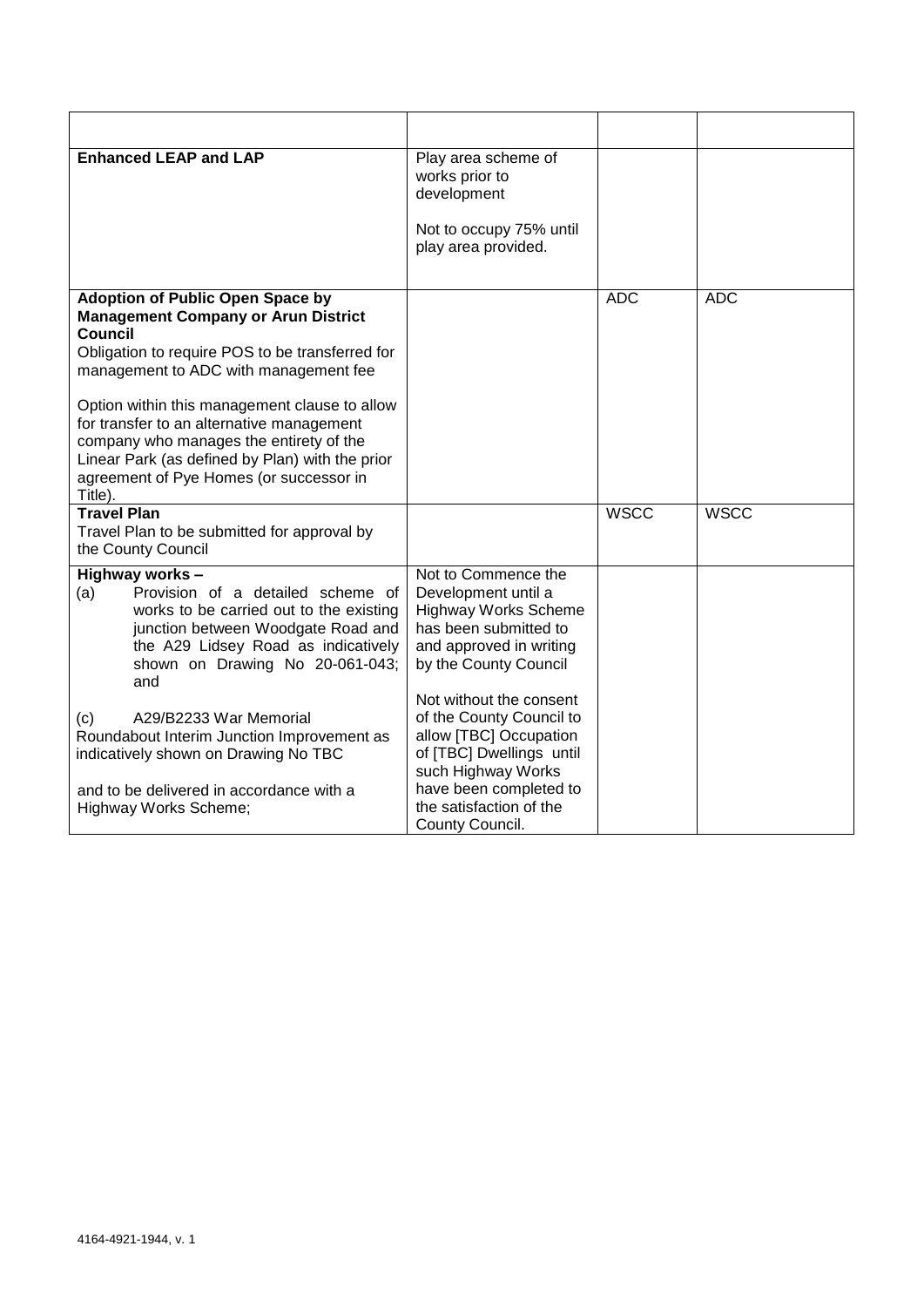| | | | |
|---|---|---|---|
| | | | |
| **Enhanced LEAP and LAP** | Play area scheme of works prior to development<br><br>Not to occupy 75% until play area provided. | | |
| **Adoption of Public Open Space by Management Company or Arun District Council**<br>Obligation to require POS to be transferred for management to ADC with management fee<br><br>Option within this management clause to allow for transfer to an alternative management company who manages the entirety of the Linear Park (as defined by Plan) with the prior agreement of Pye Homes (or successor in Title). | | ADC | ADC |
| **Travel Plan**<br>Travel Plan to be submitted for approval by the County Council | | WSCC | WSCC |
| **Highway works –**<br>(a) Provision of a detailed scheme of works to be carried out to the existing junction between Woodgate Road and the A29 Lidsey Road as indicatively shown on Drawing No 20-061-043; and<br><br>(c) A29/B2233 War Memorial Roundabout Interim Junction Improvement as indicatively shown on Drawing No TBC<br><br>and to be delivered in accordance with a Highway Works Scheme; | Not to Commence the Development until a Highway Works Scheme has been submitted to and approved in writing by the County Council<br><br>Not without the consent of the County Council to allow [TBC] Occupation of [TBC] Dwellings until such Highway Works have been completed to the satisfaction of the County Council. | | |

4164-4921-1944, v. 1